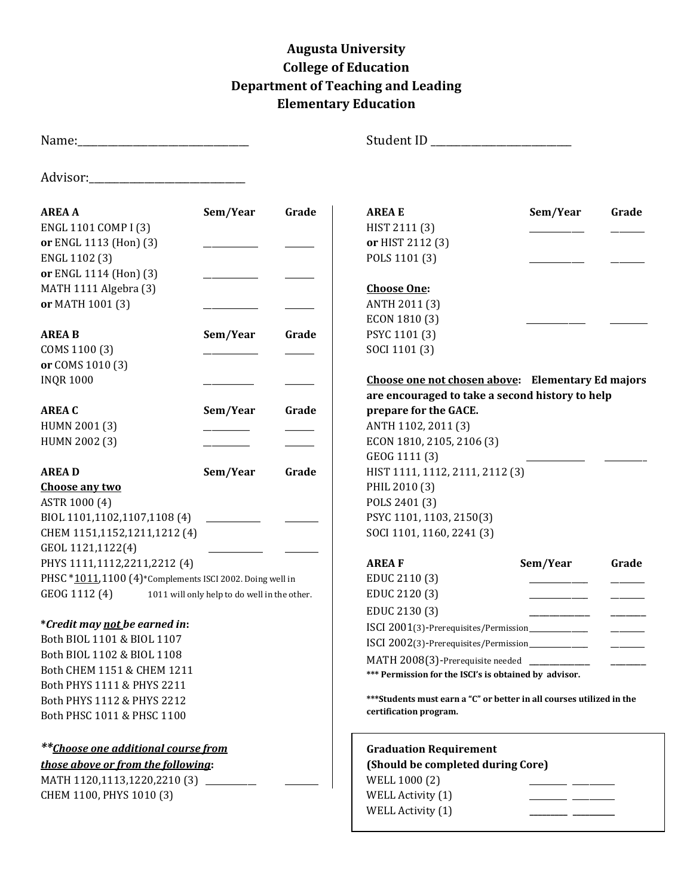# Augusta University
## College of Education
## Department of Teaching and Leading
## Elementary Education

Name:_______________________________ Student ID _________________________

Advisor:____________________________

| AREA A | Sem/Year | Grade |
|---|---|---|
| ENGL 1101 COMP I (3) **or** ENGL 1113 (Hon) (3) | __________ | _____ |
| ENGL 1102 (3) **or** ENGL 1114 (Hon) (3) | __________ | _____ |
| MATH 1111 Algebra (3) **or** MATH 1001 (3) | __________ | _____ |

| AREA B | Sem/Year | Grade |
|---|---|---|
| COMS 1100 (3) **or** COMS 1010 (3) | __________ | _____ |
| INQR 1000 | __________ | _____ |

| AREA C | Sem/Year | Grade |
|---|---|---|
| HUMN 2001 (3) | __________ | _____ |
| HUMN 2002 (3) | __________ | _____ |

| AREA D | Sem/Year | Grade |
|---|---|---|
| **Choose any two** | | |
| ASTR 1000 (4) | | |
| BIOL 1101,1102,1107,1108 (4) | __________ | _____ |
| CHEM 1151,1152,1211,1212 (4) | | |
| GEOL 1121,1122(4) | __________ | _____ |
| PHYS 1111,1112,2211,2212 (4) | | |
| PHSC *1011,1100 (4)*Complements ISCI 2002. Doing well in 1011 will only help to do well in the other. | | |
| GEOG 1112 (4) | | |

***Credit may not be earned in:**
- Both BIOL 1101 & BIOL 1107
- Both BIOL 1102 & BIOL 1108
- Both CHEM 1151 & CHEM 1211
- Both PHYS 1111 & PHYS 2211
- Both PHYS 1112 & PHYS 2212
- Both PHSC 1011 & PHSC 1100

***\*\*Choose one additional course from those above or from the following*:**

| Course | Sem/Year | Grade |
|---|---|---|
| MATH 1120,1113,1220,2210 (3) | __________ | _____ |
| CHEM 1100, PHYS 1010 (3) | | |

| AREA E | Sem/Year | Grade |
|---|---|---|
| HIST 2111 (3) **or** HIST 2112 (3) | __________ | _____ |
| POLS 1101 (3) | __________ | _____ |
| **Choose One:** ANTH 2011 (3), ECON 1810 (3), PSYC 1101 (3), SOCI 1101 (3) | __________ | _____ |

**Choose one not chosen above: Elementary Ed majors are encouraged to take a second history to help prepare for the GACE.**

| Course | Sem/Year | Grade |
|---|---|---|
| ANTH 1102, 2011 (3) | | |
| ECON 1810, 2105, 2106 (3) | | |
| GEOG 1111 (3) | __________ | _____ |
| HIST 1111, 1112, 2111, 2112 (3) | | |
| PHIL 2010 (3) | | |
| POLS 2401 (3) | | |
| PSYC 1101, 1103, 2150(3) | | |
| SOCI 1101, 1160, 2241 (3) | | |

| AREA F | Sem/Year | Grade |
|---|---|---|
| EDUC 2110 (3) | __________ | _____ |
| EDUC 2120 (3) | __________ | _____ |
| EDUC 2130 (3) | __________ | _____ |
| ISCI 2001(3)-Prerequisites/Permission | __________ | _____ |
| ISCI 2002(3)-Prerequisites/Permission | __________ | _____ |
| MATH 2008(3)-Prerequisite needed | __________ | _____ |

**\*\*\* Permission for the ISCI's is obtained by advisor.**

**\*\*\*Students must earn a "C" or better in all courses utilized in the certification program.**

| Graduation Requirement (Should be completed during Core) | | |
|---|---|---|
| WELL 1000 (2) | ________ | ________ |
| WELL Activity (1) | ________ | ________ |
| WELL Activity (1) | ________ | ________ |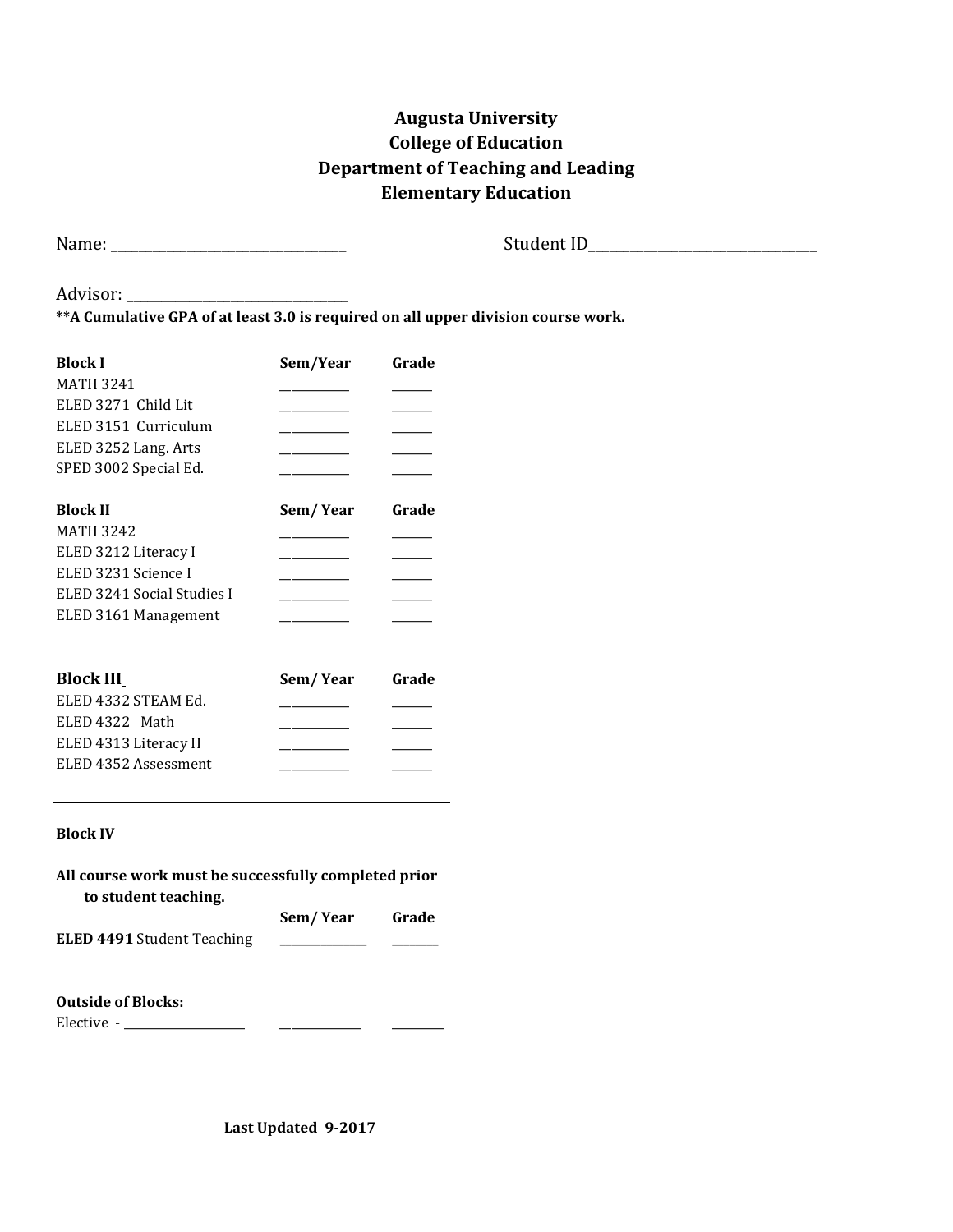# Augusta University
## College of Education
## Department of Teaching and Leading
## Elementary Education

Name: _______________________________ Student ID_______________________________

Advisor: _______________________________

**\*\*A Cumulative GPA of at least 3.0 is required on all upper division course work.**

| **Block I** | **Sem/Year** | **Grade** |
| --- | --- | --- |
| MATH 3241 | __________ | ______ |
| ELED 3271 Child Lit | __________ | ______ |
| ELED 3151 Curriculum | __________ | ______ |
| ELED 3252 Lang. Arts | __________ | ______ |
| SPED 3002 Special Ed. | __________ | ______ |

| **Block II** | **Sem/ Year** | **Grade** |
| --- | --- | --- |
| MATH 3242 | __________ | ______ |
| ELED 3212 Literacy I | __________ | ______ |
| ELED 3231 Science I | __________ | ______ |
| ELED 3241 Social Studies I | __________ | ______ |
| ELED 3161 Management | __________ | ______ |

| **Block III** | **Sem/ Year** | **Grade** |
| --- | --- | --- |
| ELED 4332 STEAM Ed. | __________ | ______ |
| ELED 4322 Math | __________ | ______ |
| ELED 4313 Literacy II | __________ | ______ |
| ELED 4352 Assessment | __________ | ______ |

---

**Block IV**

**All course work must be successfully completed prior to student teaching.**

| | **Sem/ Year** | **Grade** |
| --- | --- | --- |
| **ELED 4491** Student Teaching | ____________ | _______ |

**Outside of Blocks:**

| | | |
| --- | --- | --- |
| Elective - __________________ | ____________ | ________ |

**Last Updated 9-2017**